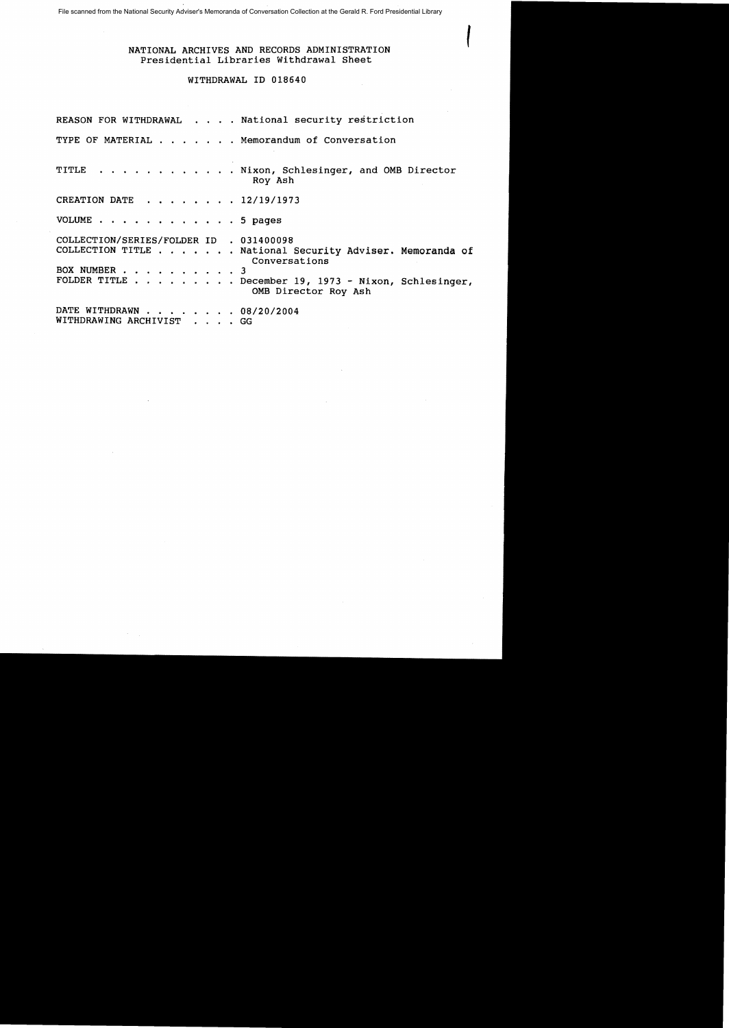File scanned from the National Security Adviser's Memoranda of Conversation Collection at the Gerald R. Ford Presidential Library

NATIONAL ARCHIVES AND RECORDS ADMINISTRATION
Presidential Libraries Withdrawal Sheet

WITHDRAWAL ID 018640

REASON FOR WITHDRAWAL . . . . National security restriction

TYPE OF MATERIAL . . . . . . . Memorandum of Conversation

TITLE . . . . . . . . . . . . Nixon, Schlesinger, and OMB Director Roy Ash

CREATION DATE . . . . . . . . 12/19/1973

VOLUME . . . . . . . . . . . . 5 pages

COLLECTION/SERIES/FOLDER ID . 031400098
COLLECTION TITLE . . . . . . . National Security Adviser. Memoranda of Conversations
BOX NUMBER . . . . . . . . . . 3
FOLDER TITLE . . . . . . . . . December 19, 1973 - Nixon, Schlesinger, OMB Director Roy Ash

DATE WITHDRAWN . . . . . . . . 08/20/2004
WITHDRAWING ARCHIVIST . . . . GG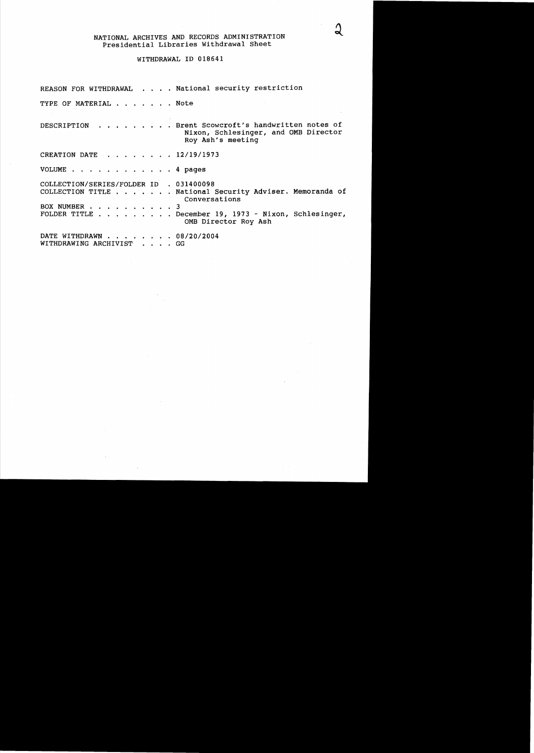NATIONAL ARCHIVES AND RECORDS ADMINISTRATION
Presidential Libraries Withdrawal Sheet

WITHDRAWAL ID 018641

| | |
|---|---|
| REASON FOR WITHDRAWAL . . . . | National security restriction |
| TYPE OF MATERIAL . . . . . . . | Note |
| DESCRIPTION . . . . . . . . . | Brent Scowcroft's handwritten notes of Nixon, Schlesinger, and OMB Director Roy Ash's meeting |
| CREATION DATE . . . . . . . . | 12/19/1973 |
| VOLUME . . . . . . . . . . . . | 4 pages |
| COLLECTION/SERIES/FOLDER ID . | 031400098 |
| COLLECTION TITLE . . . . . . . | National Security Adviser. Memoranda of Conversations |
| BOX NUMBER . . . . . . . . . . | 3 |
| FOLDER TITLE . . . . . . . . . | December 19, 1973 - Nixon, Schlesinger, OMB Director Roy Ash |
| DATE WITHDRAWN . . . . . . . . | 08/20/2004 |
| WITHDRAWING ARCHIVIST . . . . | GG |